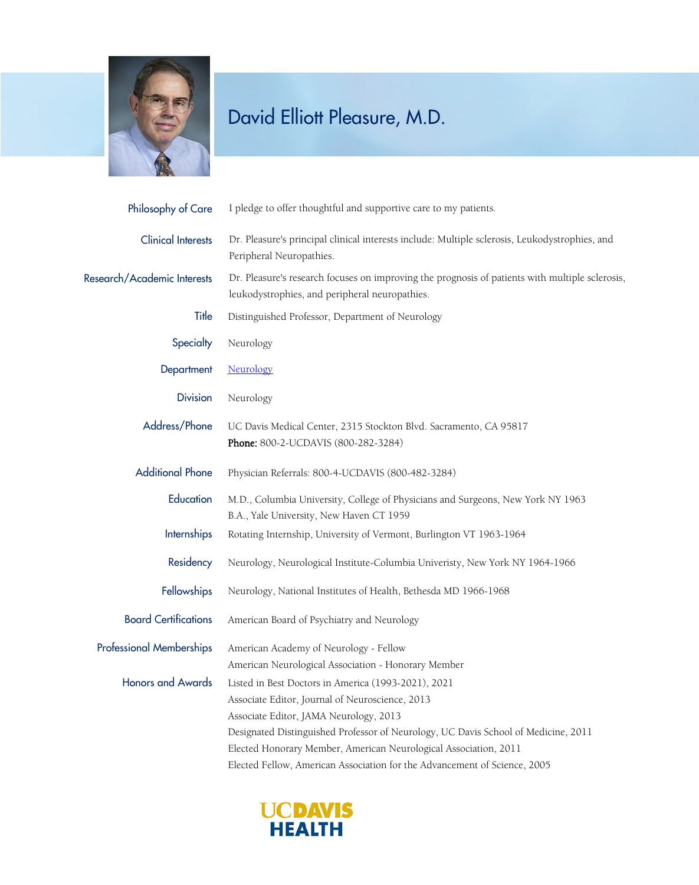# David Elliott Pleasure, M.D.

**Philosophy of Care**
I pledge to offer thoughtful and supportive care to my patients.

**Clinical Interests**
Dr. Pleasure's principal clinical interests include: Multiple sclerosis, Leukodystrophies, and Peripheral Neuropathies.

**Research/Academic Interests**
Dr. Pleasure's research focuses on improving the prognosis of patients with multiple sclerosis, leukodystrophies, and peripheral neuropathies.

**Title**
Distinguished Professor, Department of Neurology

**Specialty**
Neurology

**Department**
Neurology

**Division**
Neurology

**Address/Phone**
UC Davis Medical Center, 2315 Stockton Blvd. Sacramento, CA 95817
**Phone:** 800-2-UCDAVIS (800-282-3284)

**Additional Phone**
Physician Referrals: 800-4-UCDAVIS (800-482-3284)

**Education**
M.D., Columbia University, College of Physicians and Surgeons, New York NY 1963
B.A., Yale University, New Haven CT 1959

**Internships**
Rotating Internship, University of Vermont, Burlington VT 1963-1964

**Residency**
Neurology, Neurological Institute-Columbia Univeristy, New York NY 1964-1966

**Fellowships**
Neurology, National Institutes of Health, Bethesda MD 1966-1968

**Board Certifications**
American Board of Psychiatry and Neurology

**Professional Memberships**
American Academy of Neurology - Fellow
American Neurological Association - Honorary Member

**Honors and Awards**
Listed in Best Doctors in America (1993-2021), 2021
Associate Editor, Journal of Neuroscience, 2013
Associate Editor, JAMA Neurology, 2013
Designated Distinguished Professor of Neurology, UC Davis School of Medicine, 2011
Elected Honorary Member, American Neurological Association, 2011
Elected Fellow, American Association for the Advancement of Science, 2005

UC DAVIS HEALTH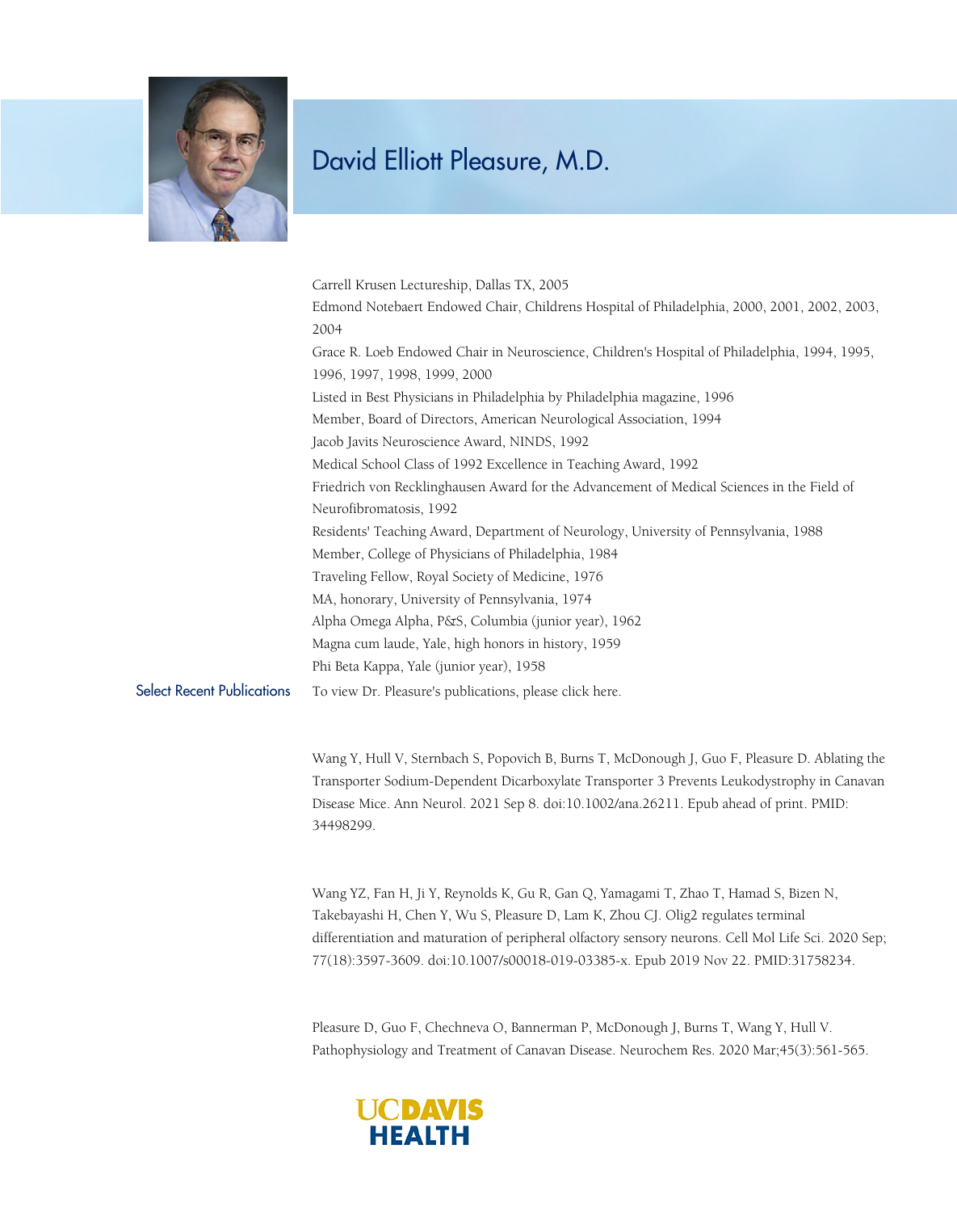# David Elliott Pleasure, M.D.

Carrell Krusen Lectureship, Dallas TX, 2005

Edmond Notebaert Endowed Chair, Childrens Hospital of Philadelphia, 2000, 2001, 2002, 2003, 2004

Grace R. Loeb Endowed Chair in Neuroscience, Children's Hospital of Philadelphia, 1994, 1995, 1996, 1997, 1998, 1999, 2000

Listed in Best Physicians in Philadelphia by Philadelphia magazine, 1996

Member, Board of Directors, American Neurological Association, 1994

Jacob Javits Neuroscience Award, NINDS, 1992

Medical School Class of 1992 Excellence in Teaching Award, 1992

Friedrich von Recklinghausen Award for the Advancement of Medical Sciences in the Field of Neurofibromatosis, 1992

Residents' Teaching Award, Department of Neurology, University of Pennsylvania, 1988

Member, College of Physicians of Philadelphia, 1984

Traveling Fellow, Royal Society of Medicine, 1976

MA, honorary, University of Pennsylvania, 1974

Alpha Omega Alpha, P&S, Columbia (junior year), 1962

Magna cum laude, Yale, high honors in history, 1959

Phi Beta Kappa, Yale (junior year), 1958

## Select Recent Publications

To view Dr. Pleasure's publications, please click here.

Wang Y, Hull V, Sternbach S, Popovich B, Burns T, McDonough J, Guo F, Pleasure D. Ablating the Transporter Sodium-Dependent Dicarboxylate Transporter 3 Prevents Leukodystrophy in Canavan Disease Mice. Ann Neurol. 2021 Sep 8. doi:10.1002/ana.26211. Epub ahead of print. PMID: 34498299.

Wang YZ, Fan H, Ji Y, Reynolds K, Gu R, Gan Q, Yamagami T, Zhao T, Hamad S, Bizen N, Takebayashi H, Chen Y, Wu S, Pleasure D, Lam K, Zhou CJ. Olig2 regulates terminal differentiation and maturation of peripheral olfactory sensory neurons. Cell Mol Life Sci. 2020 Sep; 77(18):3597-3609. doi:10.1007/s00018-019-03385-x. Epub 2019 Nov 22. PMID:31758234.

Pleasure D, Guo F, Chechneva O, Bannerman P, McDonough J, Burns T, Wang Y, Hull V. Pathophysiology and Treatment of Canavan Disease. Neurochem Res. 2020 Mar;45(3):561-565.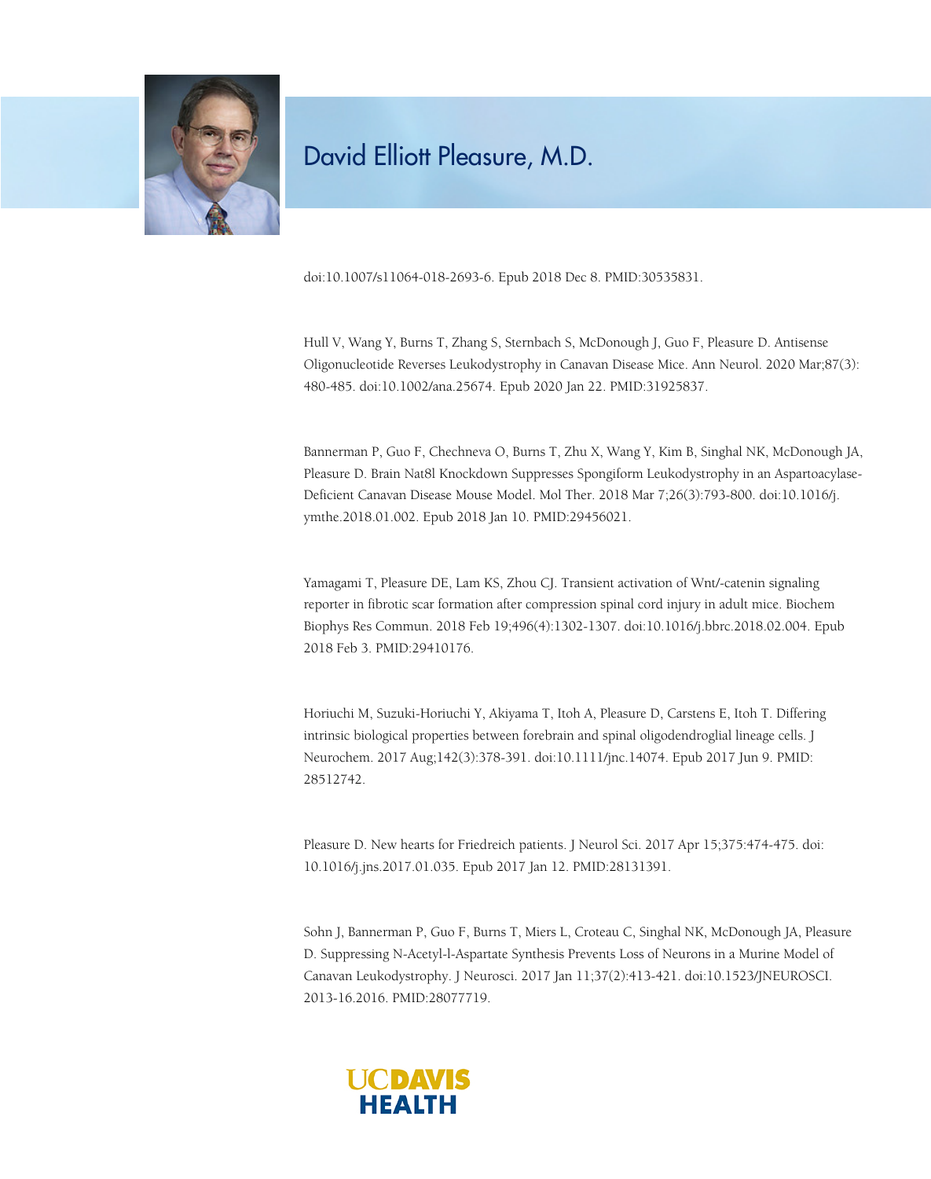doi:10.1007/s11064-018-2693-6. Epub 2018 Dec 8. PMID:30535831.

Hull V, Wang Y, Burns T, Zhang S, Sternbach S, McDonough J, Guo F, Pleasure D. Antisense Oligonucleotide Reverses Leukodystrophy in Canavan Disease Mice. Ann Neurol. 2020 Mar;87(3): 480-485. doi:10.1002/ana.25674. Epub 2020 Jan 22. PMID:31925837.

Bannerman P, Guo F, Chechneva O, Burns T, Zhu X, Wang Y, Kim B, Singhal NK, McDonough JA, Pleasure D. Brain Nat8l Knockdown Suppresses Spongiform Leukodystrophy in an Aspartoacylase-Deficient Canavan Disease Mouse Model. Mol Ther. 2018 Mar 7;26(3):793-800. doi:10.1016/j.ymthe.2018.01.002. Epub 2018 Jan 10. PMID:29456021.

Yamagami T, Pleasure DE, Lam KS, Zhou CJ. Transient activation of Wnt/-catenin signaling reporter in fibrotic scar formation after compression spinal cord injury in adult mice. Biochem Biophys Res Commun. 2018 Feb 19;496(4):1302-1307. doi:10.1016/j.bbrc.2018.02.004. Epub 2018 Feb 3. PMID:29410176.

Horiuchi M, Suzuki-Horiuchi Y, Akiyama T, Itoh A, Pleasure D, Carstens E, Itoh T. Differing intrinsic biological properties between forebrain and spinal oligodendroglial lineage cells. J Neurochem. 2017 Aug;142(3):378-391. doi:10.1111/jnc.14074. Epub 2017 Jun 9. PMID: 28512742.

Pleasure D. New hearts for Friedreich patients. J Neurol Sci. 2017 Apr 15;375:474-475. doi: 10.1016/j.jns.2017.01.035. Epub 2017 Jan 12. PMID:28131391.

Sohn J, Bannerman P, Guo F, Burns T, Miers L, Croteau C, Singhal NK, McDonough JA, Pleasure D. Suppressing N-Acetyl-l-Aspartate Synthesis Prevents Loss of Neurons in a Murine Model of Canavan Leukodystrophy. J Neurosci. 2017 Jan 11;37(2):413-421. doi:10.1523/JNEUROSCI.2013-16.2016. PMID:28077719.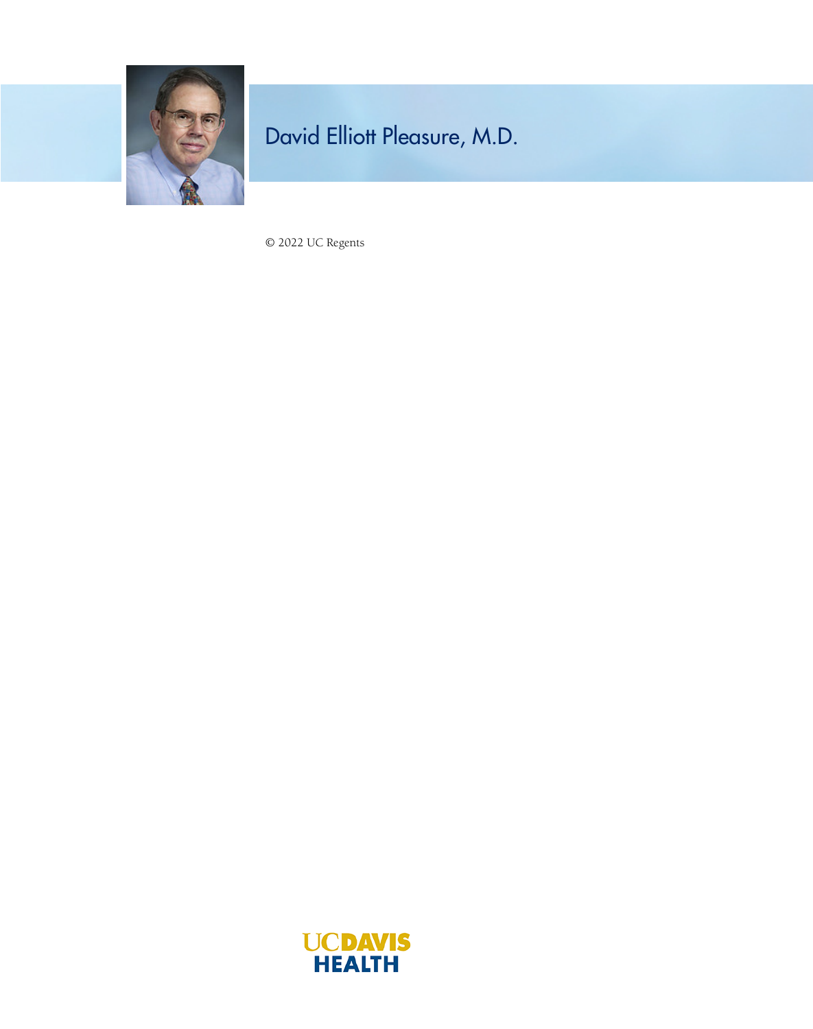# David Elliott Pleasure, M.D.

© 2022 UC Regents

UCDAVIS
HEALTH